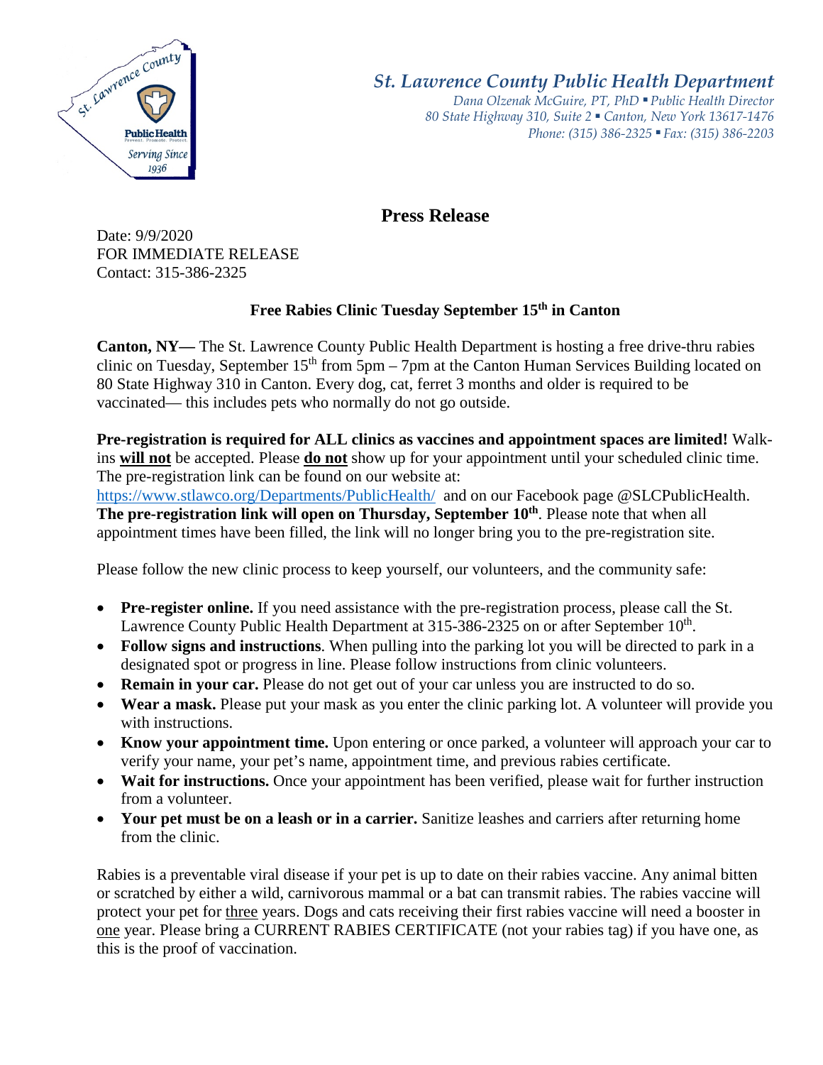# St. Lawrence County Public Health Department

*Dana Olzenak McGuire, PT, PhD ▪ Public Health Director*
*80 State Highway 310, Suite 2 ▪ Canton, New York 13617-1476*
*Phone: (315) 386-2325 ▪ Fax: (315) 386-2203*

## Press Release

Date: 9/9/2020
FOR IMMEDIATE RELEASE
Contact: 315-386-2325

### Free Rabies Clinic Tuesday September 15th in Canton

**Canton, NY—** The St. Lawrence County Public Health Department is hosting a free drive-thru rabies clinic on Tuesday, September 15th from 5pm – 7pm at the Canton Human Services Building located on 80 State Highway 310 in Canton. Every dog, cat, ferret 3 months and older is required to be vaccinated— this includes pets who normally do not go outside.

**Pre-registration is required for ALL clinics as vaccines and appointment spaces are limited!** Walk-ins **will not** be accepted. Please **do not** show up for your appointment until your scheduled clinic time. The pre-registration link can be found on our website at: https://www.stlawco.org/Departments/PublicHealth/ and on our Facebook page @SLCPublicHealth. **The pre-registration link will open on Thursday, September 10th**. Please note that when all appointment times have been filled, the link will no longer bring you to the pre-registration site.

Please follow the new clinic process to keep yourself, our volunteers, and the community safe:

- **Pre-register online.** If you need assistance with the pre-registration process, please call the St. Lawrence County Public Health Department at 315-386-2325 on or after September 10th.
- **Follow signs and instructions**. When pulling into the parking lot you will be directed to park in a designated spot or progress in line. Please follow instructions from clinic volunteers.
- **Remain in your car.** Please do not get out of your car unless you are instructed to do so.
- **Wear a mask.** Please put your mask as you enter the clinic parking lot. A volunteer will provide you with instructions.
- **Know your appointment time.** Upon entering or once parked, a volunteer will approach your car to verify your name, your pet's name, appointment time, and previous rabies certificate.
- **Wait for instructions.** Once your appointment has been verified, please wait for further instruction from a volunteer.
- **Your pet must be on a leash or in a carrier.** Sanitize leashes and carriers after returning home from the clinic.

Rabies is a preventable viral disease if your pet is up to date on their rabies vaccine. Any animal bitten or scratched by either a wild, carnivorous mammal or a bat can transmit rabies. The rabies vaccine will protect your pet for three years. Dogs and cats receiving their first rabies vaccine will need a booster in one year. Please bring a CURRENT RABIES CERTIFICATE (not your rabies tag) if you have one, as this is the proof of vaccination.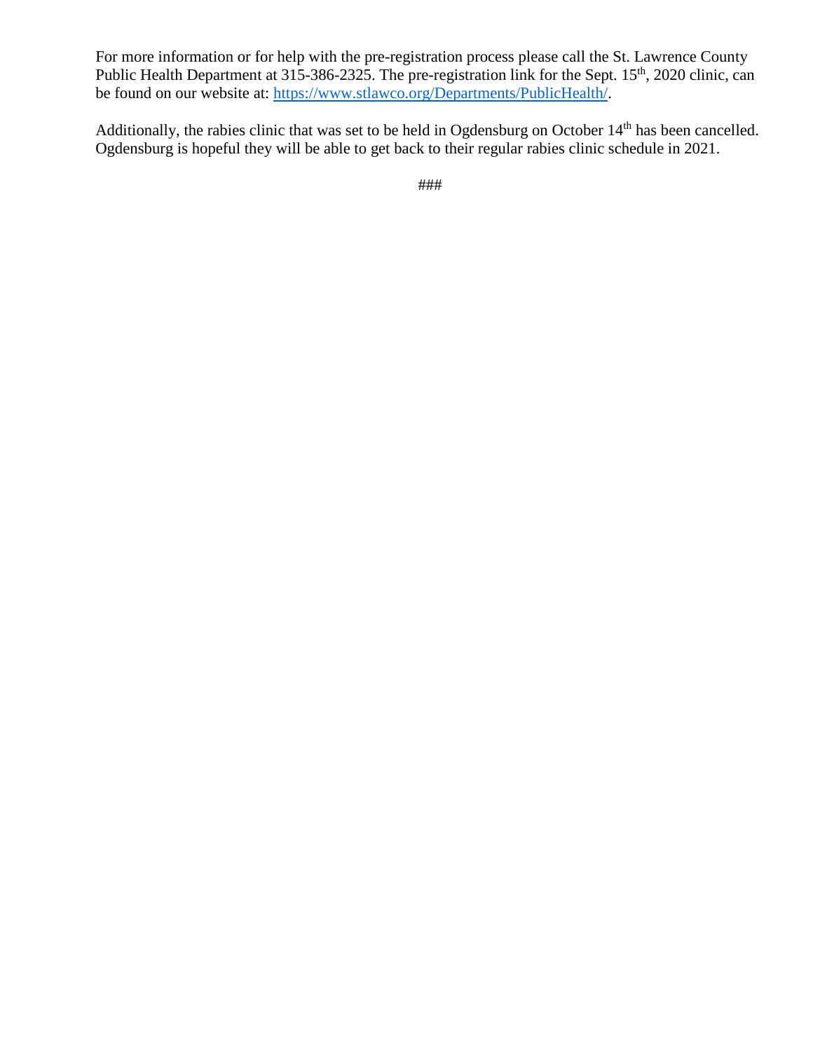For more information or for help with the pre-registration process please call the St. Lawrence County Public Health Department at 315-386-2325. The pre-registration link for the Sept. 15th, 2020 clinic, can be found on our website at: [https://www.stlawco.org/Departments/PublicHealth/](https://www.stlawco.org/Departments/PublicHealth/).

Additionally, the rabies clinic that was set to be held in Ogdensburg on October 14th has been cancelled. Ogdensburg is hopeful they will be able to get back to their regular rabies clinic schedule in 2021.

###